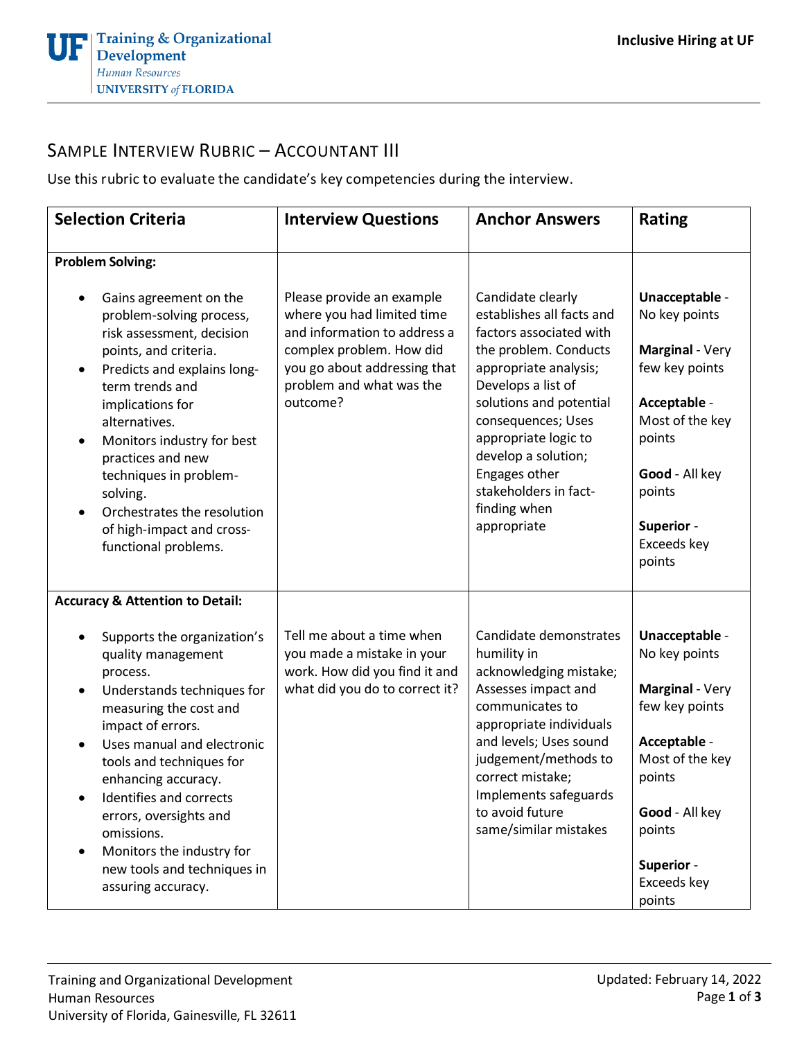# Sample Interview Rubric – Accountant III

Use this rubric to evaluate the candidate's key competencies during the interview.

| Selection Criteria | Interview Questions | Anchor Answers | Rating |
|---|---|---|---|
| **Problem Solving:**<br><br>• Gains agreement on the problem-solving process, risk assessment, decision points, and criteria.<br>• Predicts and explains long-term trends and implications for alternatives.<br>• Monitors industry for best practices and new techniques in problem-solving.<br>• Orchestrates the resolution of high-impact and cross-functional problems. | Please provide an example where you had limited time and information to address a complex problem. How did you go about addressing that problem and what was the outcome? | Candidate clearly establishes all facts and factors associated with the problem. Conducts appropriate analysis; Develops a list of solutions and potential consequences; Uses appropriate logic to develop a solution; Engages other stakeholders in fact-finding when appropriate | **Unacceptable** - No key points<br><br>**Marginal** - Very few key points<br><br>**Acceptable** - Most of the key points<br><br>**Good** - All key points<br><br>**Superior** - Exceeds key points |
| **Accuracy & Attention to Detail:**<br><br>• Supports the organization's quality management process.<br>• Understands techniques for measuring the cost and impact of errors.<br>• Uses manual and electronic tools and techniques for enhancing accuracy.<br>• Identifies and corrects errors, oversights and omissions.<br>• Monitors the industry for new tools and techniques in assuring accuracy. | Tell me about a time when you made a mistake in your work. How did you find it and what did you do to correct it? | Candidate demonstrates humility in acknowledging mistake; Assesses impact and communicates to appropriate individuals and levels; Uses sound judgement/methods to correct mistake; Implements safeguards to avoid future same/similar mistakes | **Unacceptable** - No key points<br><br>**Marginal** - Very few key points<br><br>**Acceptable** - Most of the key points<br><br>**Good** - All key points<br><br>**Superior** - Exceeds key points |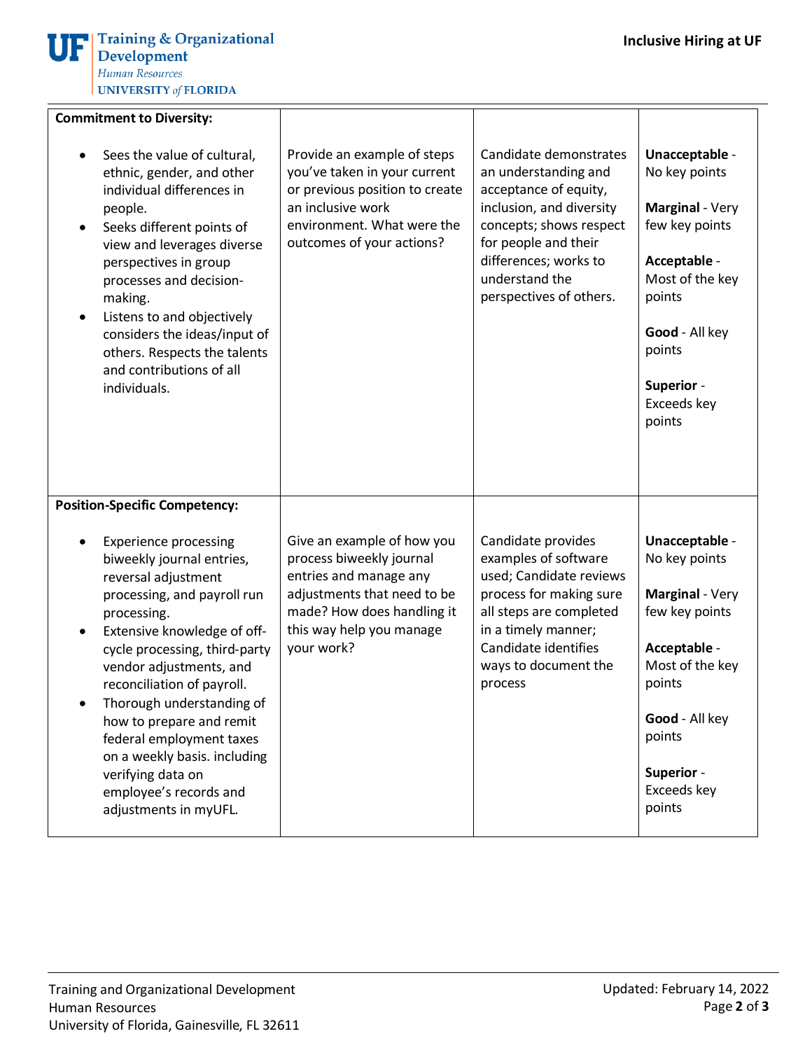| Commitment to Diversity: | | | |
|---|---|---|---|
| • Sees the value of cultural, ethnic, gender, and other individual differences in people.<br>• Seeks different points of view and leverages diverse perspectives in group processes and decision-making.<br>• Listens to and objectively considers the ideas/input of others. Respects the talents and contributions of all individuals. | Provide an example of steps you've taken in your current or previous position to create an inclusive work environment. What were the outcomes of your actions? | Candidate demonstrates an understanding and acceptance of equity, inclusion, and diversity concepts; shows respect for people and their differences; works to understand the perspectives of others. | **Unacceptable** - No key points<br><br>**Marginal** - Very few key points<br><br>**Acceptable** - Most of the key points<br><br>**Good** - All key points<br><br>**Superior** - Exceeds key points |
| **Position-Specific Competency:** | | | |
| • Experience processing biweekly journal entries, reversal adjustment processing, and payroll run processing.<br>• Extensive knowledge of off-cycle processing, third-party vendor adjustments, and reconciliation of payroll.<br>• Thorough understanding of how to prepare and remit federal employment taxes on a weekly basis. including verifying data on employee's records and adjustments in myUFL. | Give an example of how you process biweekly journal entries and manage any adjustments that need to be made? How does handling it this way help you manage your work? | Candidate provides examples of software used; Candidate reviews process for making sure all steps are completed in a timely manner; Candidate identifies ways to document the process | **Unacceptable** - No key points<br><br>**Marginal** - Very few key points<br><br>**Acceptable** - Most of the key points<br><br>**Good** - All key points<br><br>**Superior** - Exceeds key points |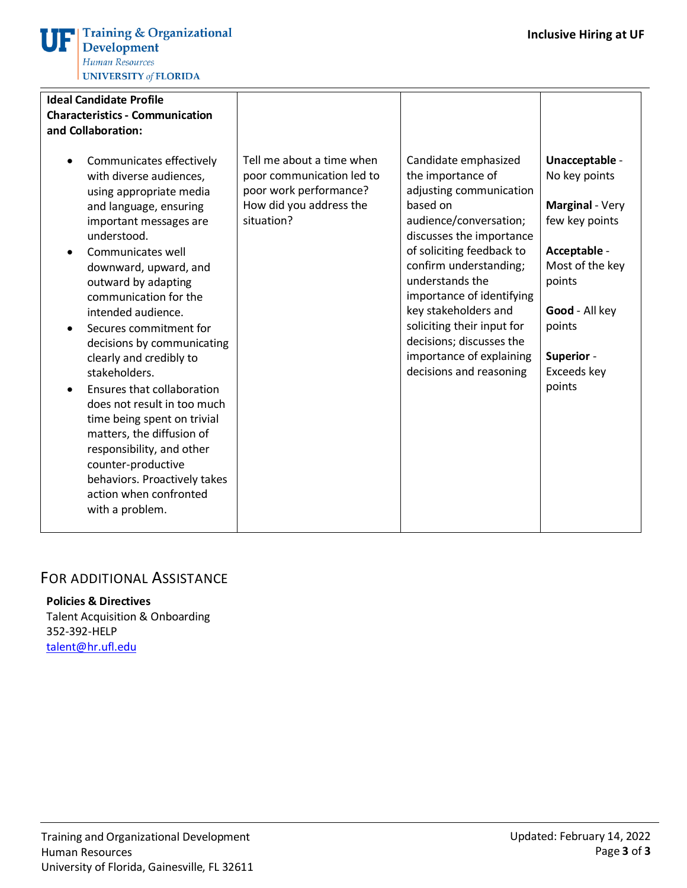| **Ideal Candidate Profile Characteristics - Communication and Collaboration:** | | | |
|---|---|---|---|
| <ul><li>Communicates effectively with diverse audiences, using appropriate media and language, ensuring important messages are understood.</li><li>Communicates well downward, upward, and outward by adapting communication for the intended audience.</li><li>Secures commitment for decisions by communicating clearly and credibly to stakeholders.</li><li>Ensures that collaboration does not result in too much time being spent on trivial matters, the diffusion of responsibility, and other counter-productive behaviors. Proactively takes action when confronted with a problem.</li></ul> | Tell me about a time when poor communication led to poor work performance? How did you address the situation? | Candidate emphasized the importance of adjusting communication based on audience/conversation; discusses the importance of soliciting feedback to confirm understanding; understands the importance of identifying key stakeholders and soliciting their input for decisions; discusses the importance of explaining decisions and reasoning | **Unacceptable** - No key points<br><br>**Marginal** - Very few key points<br><br>**Acceptable** - Most of the key points<br><br>**Good** - All key points<br><br>**Superior** - Exceeds key points |

## For Additional Assistance

**Policies & Directives**
Talent Acquisition & Onboarding
352-392-HELP
talent@hr.ufl.edu